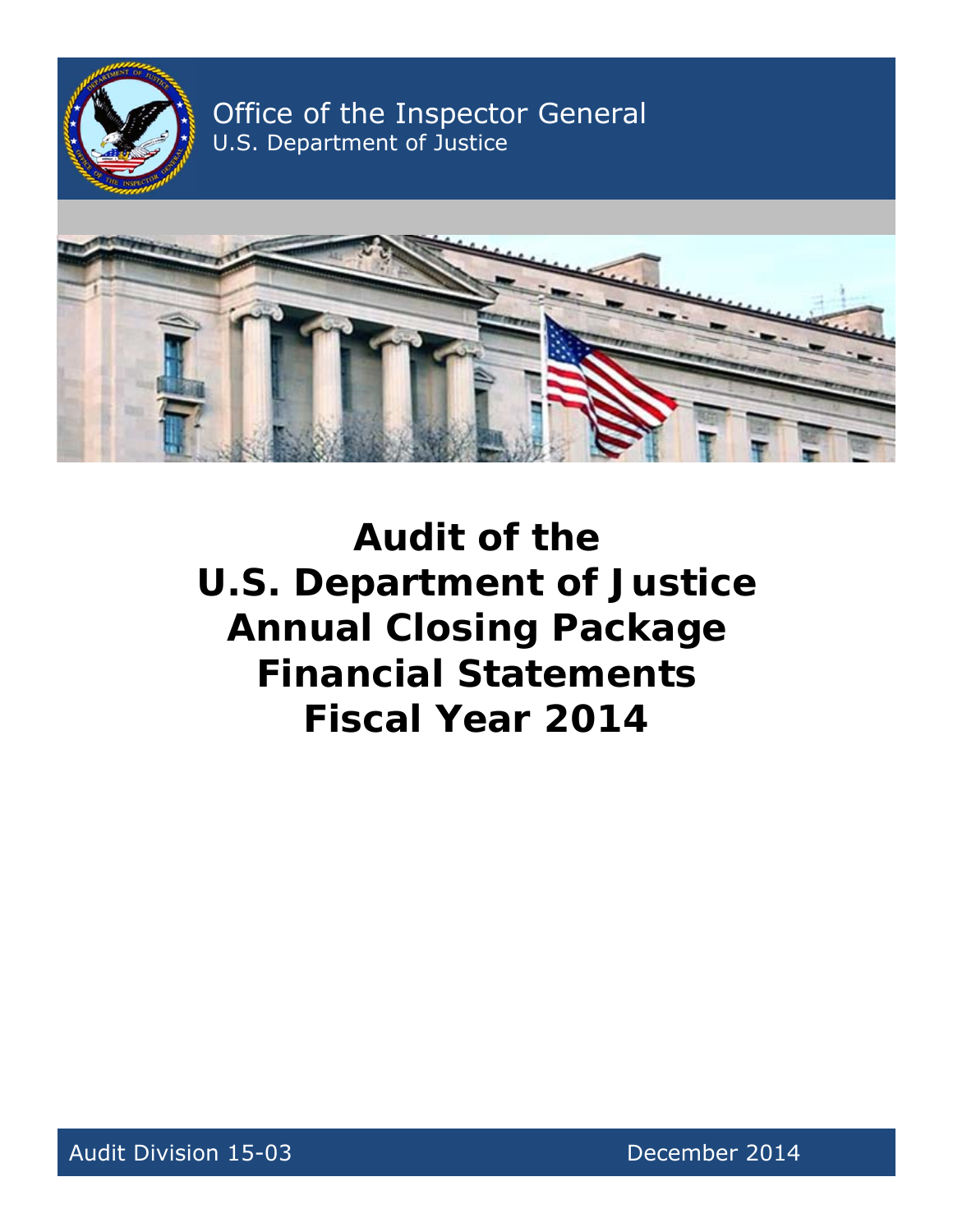Office of the Inspector General
U.S. Department of Justice

# Audit of the U.S. Department of Justice Annual Closing Package Financial Statements Fiscal Year 2014

Audit Division 15-03 December 2014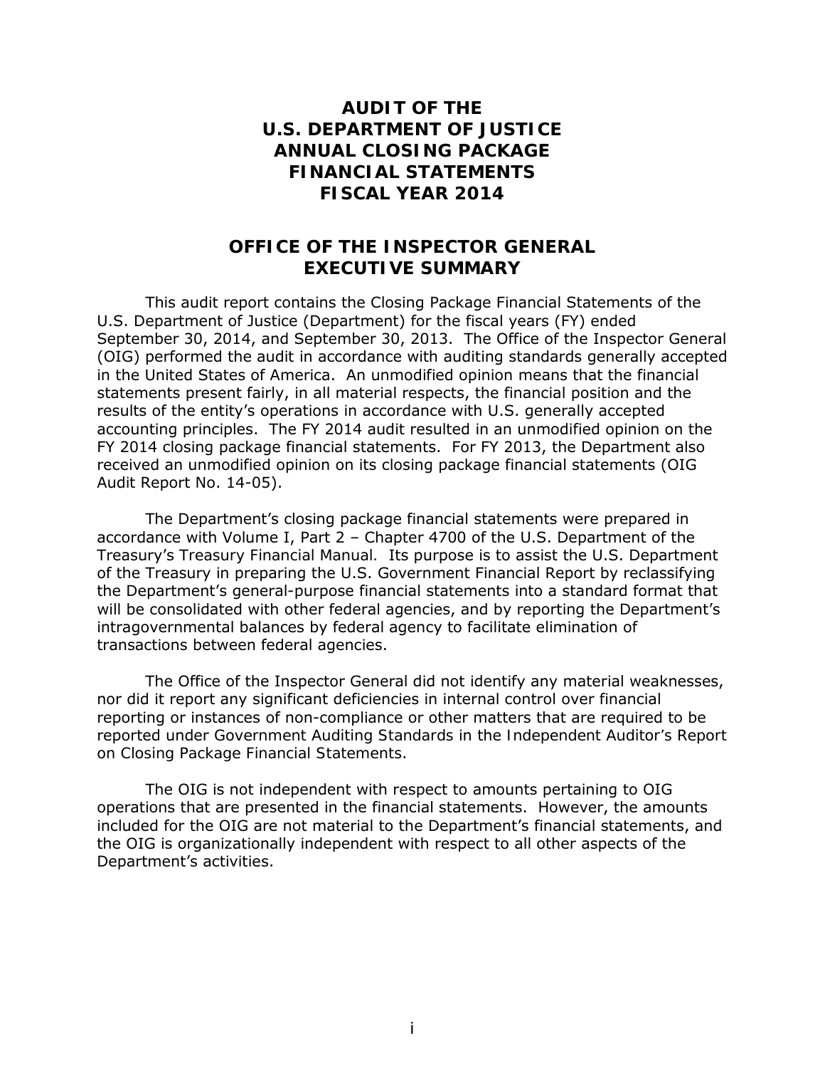# AUDIT OF THE U.S. DEPARTMENT OF JUSTICE ANNUAL CLOSING PACKAGE FINANCIAL STATEMENTS FISCAL YEAR 2014

## OFFICE OF THE INSPECTOR GENERAL EXECUTIVE SUMMARY

This audit report contains the Closing Package Financial Statements of the U.S. Department of Justice (Department) for the fiscal years (FY) ended September 30, 2014, and September 30, 2013. The Office of the Inspector General (OIG) performed the audit in accordance with auditing standards generally accepted in the United States of America. An unmodified opinion means that the financial statements present fairly, in all material respects, the financial position and the results of the entity's operations in accordance with U.S. generally accepted accounting principles. The FY 2014 audit resulted in an unmodified opinion on the FY 2014 closing package financial statements. For FY 2013, the Department also received an unmodified opinion on its closing package financial statements (OIG Audit Report No. 14-05).

The Department's closing package financial statements were prepared in accordance with Volume I, Part 2 – Chapter 4700 of the U.S. Department of the Treasury's *Treasury Financial Manual*. Its purpose is to assist the U.S. Department of the Treasury in preparing the U.S. Government Financial Report by reclassifying the Department's general-purpose financial statements into a standard format that will be consolidated with other federal agencies, and by reporting the Department's intragovernmental balances by federal agency to facilitate elimination of transactions between federal agencies.

The Office of the Inspector General did not identify any material weaknesses, nor did it report any significant deficiencies in internal control over financial reporting or instances of non-compliance or other matters that are required to be reported under *Government Auditing Standards* in the Independent Auditor's Report on Closing Package Financial Statements.

The OIG is not independent with respect to amounts pertaining to OIG operations that are presented in the financial statements. However, the amounts included for the OIG are not material to the Department's financial statements, and the OIG is organizationally independent with respect to all other aspects of the Department's activities.